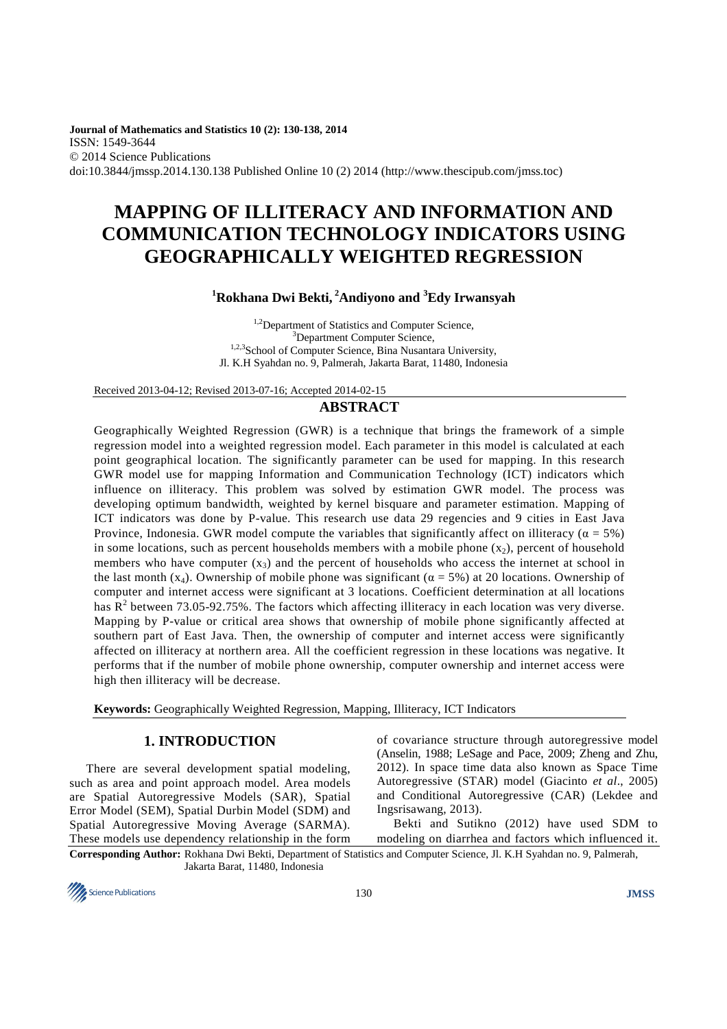Journal of Mathematics and Statistics 10 (2): 130-138, 2014
ISSN: 1549-3644
© 2014 Science Publications
doi:10.3844/jmssp.2014.130.138 Published Online 10 (2) 2014 (http://www.thescipub.com/jmss.toc)

# MAPPING OF ILLITERACY AND INFORMATION AND COMMUNICATION TECHNOLOGY INDICATORS USING GEOGRAPHICALLY WEIGHTED REGRESSION

**[1]Rokhana Dwi Bekti, [2]Andiyono and [3]Edy Irwansyah**

[1,2]Department of Statistics and Computer Science,
[3]Department Computer Science,
[1,2,3]School of Computer Science, Bina Nusantara University,
Jl. K.H Syahdan no. 9, Palmerah, Jakarta Barat, 11480, Indonesia

Received 2013-04-12; Revised 2013-07-16; Accepted 2014-02-15

## ABSTRACT

Geographically Weighted Regression (GWR) is a technique that brings the framework of a simple regression model into a weighted regression model. Each parameter in this model is calculated at each point geographical location. The significantly parameter can be used for mapping. In this research GWR model use for mapping Information and Communication Technology (ICT) indicators which influence on illiteracy. This problem was solved by estimation GWR model. The process was developing optimum bandwidth, weighted by kernel bisquare and parameter estimation. Mapping of ICT indicators was done by P-value. This research use data 29 regencies and 9 cities in East Java Province, Indonesia. GWR model compute the variables that significantly affect on illiteracy ($\alpha = 5\%$) in some locations, such as percent households members with a mobile phone ($x_2$), percent of household members who have computer ($x_3$) and the percent of households who access the internet at school in the last month ($x_4$). Ownership of mobile phone was significant ($\alpha = 5\%$) at 20 locations. Ownership of computer and internet access were significant at 3 locations. Coefficient determination at all locations has $R^2$ between 73.05-92.75%. The factors which affecting illiteracy in each location was very diverse. Mapping by P-value or critical area shows that ownership of mobile phone significantly affected at southern part of East Java. Then, the ownership of computer and internet access were significantly affected on illiteracy at northern area. All the coefficient regression in these locations was negative. It performs that if the number of mobile phone ownership, computer ownership and internet access were high then illiteracy will be decrease.

**Keywords:** Geographically Weighted Regression, Mapping, Illiteracy, ICT Indicators

## 1. INTRODUCTION

There are several development spatial modeling, such as area and point approach model. Area models are Spatial Autoregressive Models (SAR), Spatial Error Model (SEM), Spatial Durbin Model (SDM) and Spatial Autoregressive Moving Average (SARMA). These models use dependency relationship in the form of covariance structure through autoregressive model (Anselin, 1988; LeSage and Pace, 2009; Zheng and Zhu, 2012). In space time data also known as Space Time Autoregressive (STAR) model (Giacinto *et al*., 2005) and Conditional Autoregressive (CAR) (Lekdee and Ingsrisawang, 2013).

Bekti and Sutikno (2012) have used SDM to modeling on diarrhea and factors which influenced it.

**Corresponding Author:** Rokhana Dwi Bekti, Department of Statistics and Computer Science, Jl. K.H Syahdan no. 9, Palmerah, Jakarta Barat, 11480, Indonesia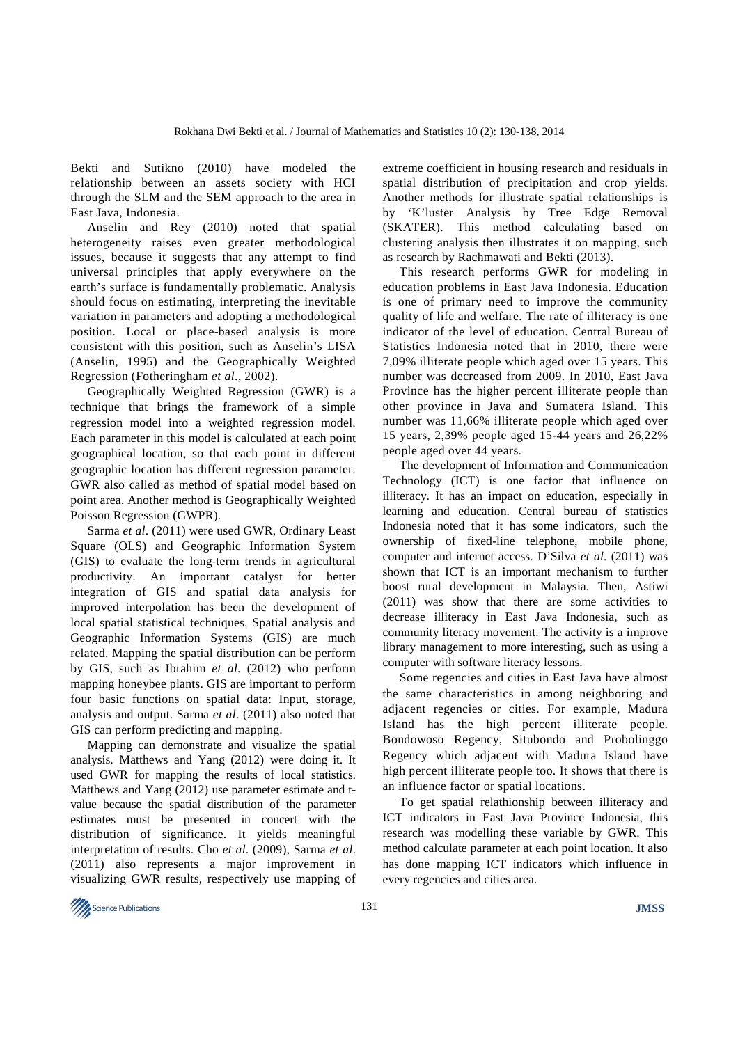Bekti and Sutikno (2010) have modeled the relationship between an assets society with HCI through the SLM and the SEM approach to the area in East Java, Indonesia.

Anselin and Rey (2010) noted that spatial heterogeneity raises even greater methodological issues, because it suggests that any attempt to find universal principles that apply everywhere on the earth's surface is fundamentally problematic. Analysis should focus on estimating, interpreting the inevitable variation in parameters and adopting a methodological position. Local or place-based analysis is more consistent with this position, such as Anselin's LISA (Anselin, 1995) and the Geographically Weighted Regression (Fotheringham *et al*., 2002).

Geographically Weighted Regression (GWR) is a technique that brings the framework of a simple regression model into a weighted regression model. Each parameter in this model is calculated at each point geographical location, so that each point in different geographic location has different regression parameter. GWR also called as method of spatial model based on point area. Another method is Geographically Weighted Poisson Regression (GWPR).

Sarma *et al*. (2011) were used GWR, Ordinary Least Square (OLS) and Geographic Information System (GIS) to evaluate the long-term trends in agricultural productivity. An important catalyst for better integration of GIS and spatial data analysis for improved interpolation has been the development of local spatial statistical techniques. Spatial analysis and Geographic Information Systems (GIS) are much related. Mapping the spatial distribution can be perform by GIS, such as Ibrahim *et al*. (2012) who perform mapping honeybee plants. GIS are important to perform four basic functions on spatial data: Input, storage, analysis and output. Sarma *et al*. (2011) also noted that GIS can perform predicting and mapping.

Mapping can demonstrate and visualize the spatial analysis. Matthews and Yang (2012) were doing it. It used GWR for mapping the results of local statistics. Matthews and Yang (2012) use parameter estimate and t-value because the spatial distribution of the parameter estimates must be presented in concert with the distribution of significance. It yields meaningful interpretation of results. Cho *et al*. (2009), Sarma *et al*. (2011) also represents a major improvement in visualizing GWR results, respectively use mapping of extreme coefficient in housing research and residuals in spatial distribution of precipitation and crop yields. Another methods for illustrate spatial relationships is by 'K'luster Analysis by Tree Edge Removal (SKATER). This method calculating based on clustering analysis then illustrates it on mapping, such as research by Rachmawati and Bekti (2013).

This research performs GWR for modeling in education problems in East Java Indonesia. Education is one of primary need to improve the community quality of life and welfare. The rate of illiteracy is one indicator of the level of education. Central Bureau of Statistics Indonesia noted that in 2010, there were 7,09% illiterate people which aged over 15 years. This number was decreased from 2009. In 2010, East Java Province has the higher percent illiterate people than other province in Java and Sumatera Island. This number was 11,66% illiterate people which aged over 15 years, 2,39% people aged 15-44 years and 26,22% people aged over 44 years.

The development of Information and Communication Technology (ICT) is one factor that influence on illiteracy. It has an impact on education, especially in learning and education. Central bureau of statistics Indonesia noted that it has some indicators, such the ownership of fixed-line telephone, mobile phone, computer and internet access. D'Silva *et al*. (2011) was shown that ICT is an important mechanism to further boost rural development in Malaysia. Then, Astiwi (2011) was show that there are some activities to decrease illiteracy in East Java Indonesia, such as community literacy movement. The activity is a improve library management to more interesting, such as using a computer with software literacy lessons.

Some regencies and cities in East Java have almost the same characteristics in among neighboring and adjacent regencies or cities. For example, Madura Island has the high percent illiterate people. Bondowoso Regency, Situbondo and Probolinggo Regency which adjacent with Madura Island have high percent illiterate people too. It shows that there is an influence factor or spatial locations.

To get spatial relathionship between illiteracy and ICT indicators in East Java Province Indonesia, this research was modelling these variable by GWR. This method calculate parameter at each point location. It also has done mapping ICT indicators which influence in every regencies and cities area.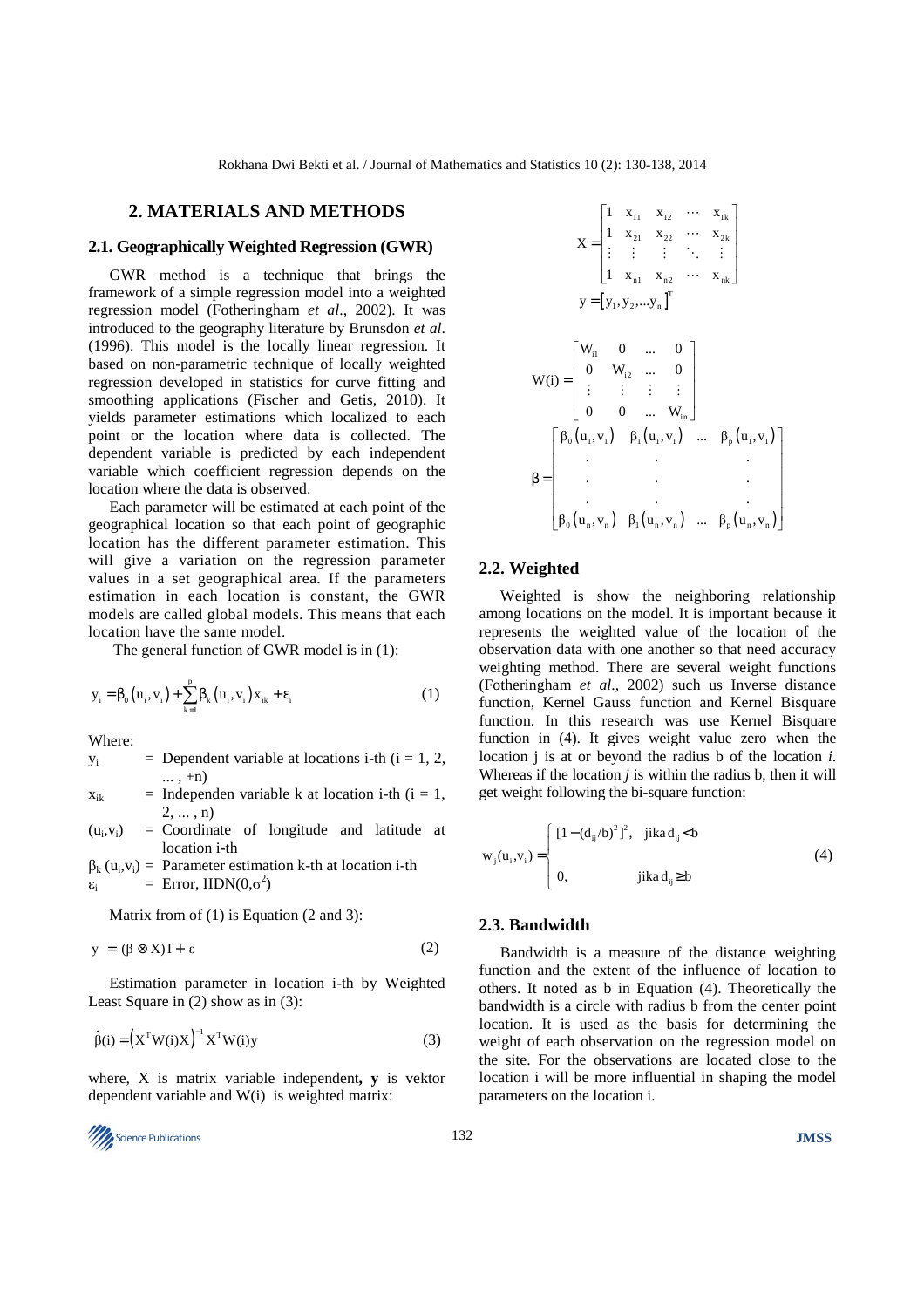## 2. MATERIALS AND METHODS

### 2.1. Geographically Weighted Regression (GWR)

GWR method is a technique that brings the framework of a simple regression model into a weighted regression model (Fotheringham *et al*., 2002). It was introduced to the geography literature by Brunsdon *et al*. (1996). This model is the locally linear regression. It based on non-parametric technique of locally weighted regression developed in statistics for curve fitting and smoothing applications (Fischer and Getis, 2010). It yields parameter estimations which localized to each point or the location where data is collected. The dependent variable is predicted by each independent variable which coefficient regression depends on the location where the data is observed.

Each parameter will be estimated at each point of the geographical location so that each point of geographic location has the different parameter estimation. This will give a variation on the regression parameter values in a set geographical area. If the parameters estimation in each location is constant, the GWR models are called global models. This means that each location have the same model.

The general function of GWR model is in (1):

$$y_i = \beta_0(u_i, v_i) + \sum_{k=1}^{p} \beta_k(u_i, v_i) x_{ik} + \varepsilon_i \tag{1}$$

Where:

- $y_i$ = Dependent variable at locations i-th (i = 1, 2, ... , +n)
- $x_{ik}$ = Independen variable k at location i-th (i = 1, 2, ... , n)
- $(u_i, v_i)$ = Coordinate of longitude and latitude at location i-th
- $\beta_k(u_i, v_i)$ = Parameter estimation k-th at location i-th
- $\varepsilon_i$ = Error, $IIDN(0, \sigma^2)$

Matrix from of (1) is Equation (2 and 3):

$$y = (\beta \otimes X) I + \varepsilon \tag{2}$$

Estimation parameter in location i-th by Weighted Least Square in (2) show as in (3):

$$\hat{\beta}(i) = \left(X^T W(i) X\right)^{-1} X^T W(i) y \tag{3}$$

where, X is matrix variable independent, **y** is vektor dependent variable and W(i) is weighted matrix:

$$X = \begin{bmatrix} 1 & x_{11} & x_{12} & \cdots & x_{1k} \\ 1 & x_{21} & x_{22} & \cdots & x_{2k} \\ \vdots & \vdots & \vdots & \ddots & \vdots \\ 1 & x_{n1} & x_{n2} & \cdots & x_{nk} \end{bmatrix}$$

$$y = [y_1, y_2, \ldots y_n]^T$$

$$W(i) = \begin{bmatrix} W_{i1} & 0 & \ldots & 0 \\ 0 & W_{i2} & \ldots & 0 \\ \vdots & \vdots & \vdots & \vdots \\ 0 & 0 & \ldots & W_{in} \end{bmatrix}$$

$$\beta = \begin{bmatrix} \beta_0(u_1, v_1) & \beta_1(u_1, v_1) & \ldots & \beta_p(u_1, v_1) \\ . & . & & . \\ . & . & & . \\ . & . & & . \\ \beta_0(u_n, v_n) & \beta_1(u_n, v_n) & \ldots & \beta_p(u_n, v_n) \end{bmatrix}$$

### 2.2. Weighted

Weighted is show the neighboring relationship among locations on the model. It is important because it represents the weighted value of the location of the observation data with one another so that need accuracy weighting method. There are several weight functions (Fotheringham *et al*., 2002) such us Inverse distance function, Kernel Gauss function and Kernel Bisquare function. In this research was use Kernel Bisquare function in (4). It gives weight value zero when the location j is at or beyond the radius b of the location *i*. Whereas if the location *j* is within the radius b, then it will get weight following the bi-square function:

$$w_j(u_i, v_i) = \begin{cases} [1 - (d_{ij}/b)^2]^2, & \text{jika } d_{ij} < b \\ 0, & \text{jika } d_{ij} \geq b \end{cases} \tag{4}$$

### 2.3. Bandwidth

Bandwidth is a measure of the distance weighting function and the extent of the influence of location to others. It noted as b in Equation (4). Theoretically the bandwidth is a circle with radius b from the center point location. It is used as the basis for determining the weight of each observation on the regression model on the site. For the observations are located close to the location i will be more influential in shaping the model parameters on the location i.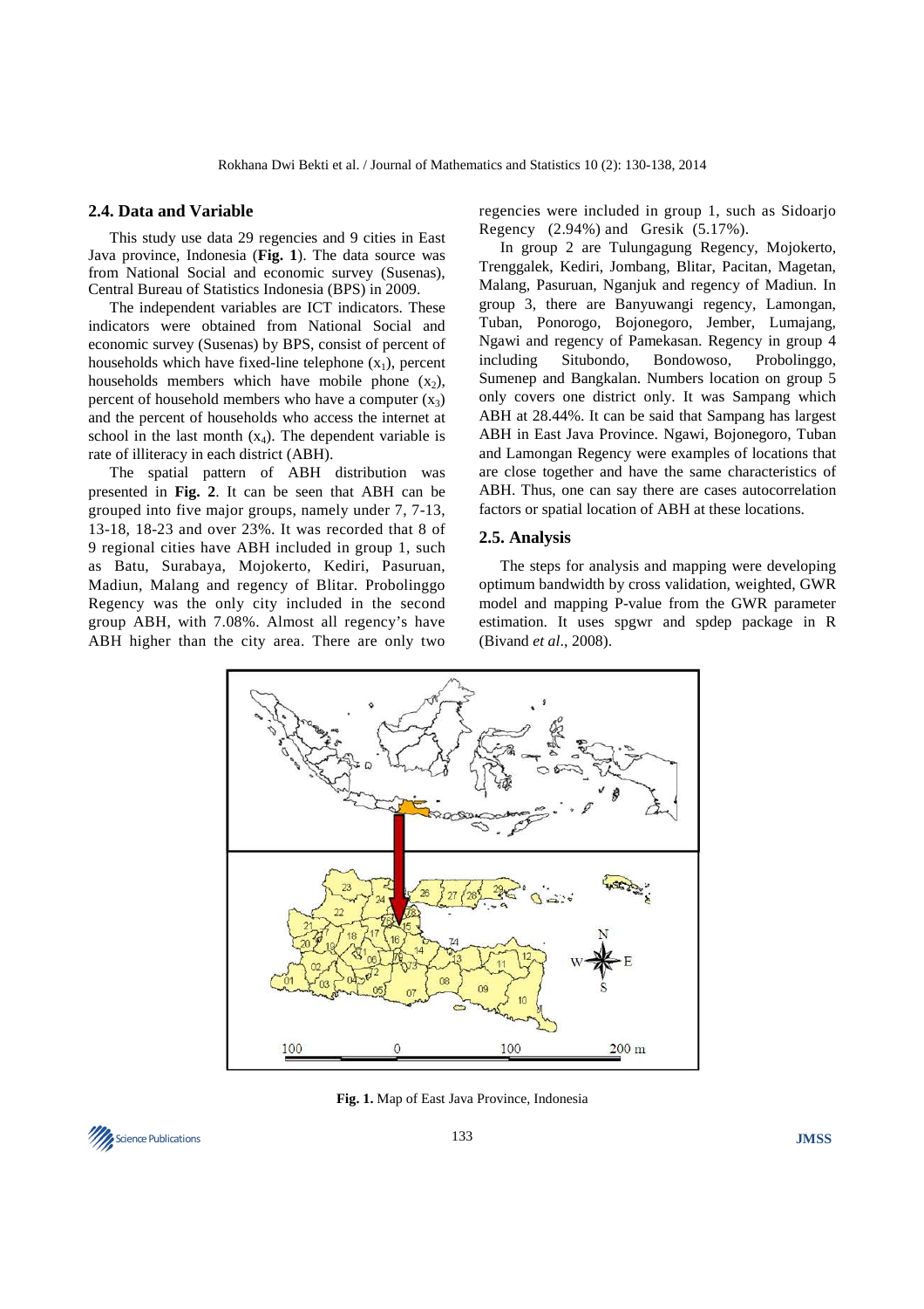### 2.4. Data and Variable

This study use data 29 regencies and 9 cities in East Java province, Indonesia (**Fig. 1**). The data source was from National Social and economic survey (Susenas), Central Bureau of Statistics Indonesia (BPS) in 2009.

The independent variables are ICT indicators. These indicators were obtained from National Social and economic survey (Susenas) by BPS, consist of percent of households which have fixed-line telephone ($x_1$), percent households members which have mobile phone ($x_2$), percent of household members who have a computer ($x_3$) and the percent of households who access the internet at school in the last month ($x_4$). The dependent variable is rate of illiteracy in each district (ABH).

The spatial pattern of ABH distribution was presented in **Fig. 2**. It can be seen that ABH can be grouped into five major groups, namely under 7, 7-13, 13-18, 18-23 and over 23%. It was recorded that 8 of 9 regional cities have ABH included in group 1, such as Batu, Surabaya, Mojokerto, Kediri, Pasuruan, Madiun, Malang and regency of Blitar. Probolinggo Regency was the only city included in the second group ABH, with 7.08%. Almost all regency's have ABH higher than the city area. There are only two regencies were included in group 1, such as Sidoarjo Regency (2.94%) and Gresik (5.17%).

In group 2 are Tulungagung Regency, Mojokerto, Trenggalek, Kediri, Jombang, Blitar, Pacitan, Magetan, Malang, Pasuruan, Nganjuk and regency of Madiun. In group 3, there are Banyuwangi regency, Lamongan, Tuban, Ponorogo, Bojonegoro, Jember, Lumajang, Ngawi and regency of Pamekasan. Regency in group 4 including Situbondo, Bondowoso, Probolinggo, Sumenep and Bangkalan. Numbers location on group 5 only covers one district only. It was Sampang which ABH at 28.44%. It can be said that Sampang has largest ABH in East Java Province. Ngawi, Bojonegoro, Tuban and Lamongan Regency were examples of locations that are close together and have the same characteristics of ABH. Thus, one can say there are cases autocorrelation factors or spatial location of ABH at these locations.

### 2.5. Analysis

The steps for analysis and mapping were developing optimum bandwidth by cross validation, weighted, GWR model and mapping P-value from the GWR parameter estimation. It uses spgwr and spdep package in R (Bivand *et al*., 2008).

**Fig. 1.** Map of East Java Province, Indonesia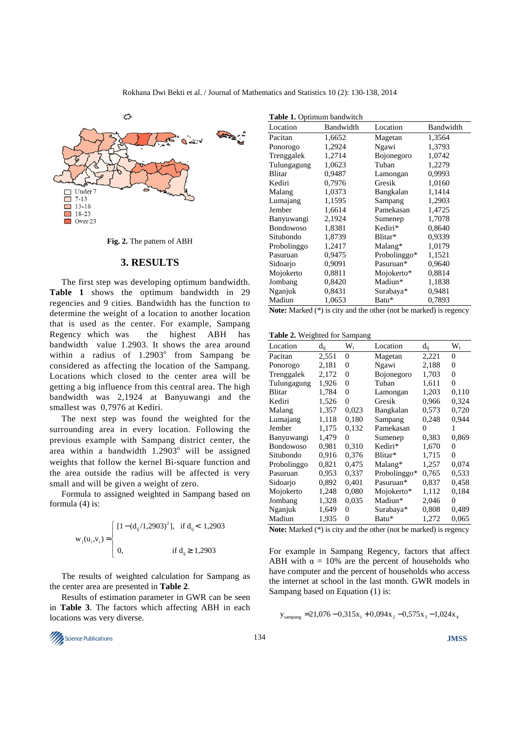Fig. 2. The pattern of ABH

## 3. RESULTS

The first step was developing optimum bandwidth. **Table 1** shows the optimum bandwidth in 29 regencies and 9 cities. Bandwidth has the function to determine the weight of a location to another location that is used as the center. For example, Sampang Regency which was the highest ABH has bandwidth value 1.2903. It shows the area around within a radius of 1.2903° from Sampang be considered as affecting the location of the Sampang. Locations which closed to the center area will be getting a big influence from this central area. The high bandwidth was 2,1924 at Banyuwangi and the smallest was 0,7976 at Kediri.

The next step was found the weighted for the surrounding area in every location. Following the previous example with Sampang district center, the area within a bandwidth 1.2903° will be assigned weights that follow the kernel Bi-square function and the area outside the radius will be affected is very small and will be given a weight of zero.

Formula to assigned weighted in Sampang based on formula (4) is:

$$w_j(u_i,v_i) = \begin{cases} [1-(d_{ij}/1{,}2903)^2], & \text{if } d_{ij} < 1{,}2903 \\ 0, & \text{if } d_{ij} \geq 1{,}2903 \end{cases}$$

The results of weighted calculation for Sampang as the center area are presented in **Table 2**.

Results of estimation parameter in GWR can be seen in **Table 3**. The factors which affecting ABH in each locations was very diverse.

**Table 1.** Optimum bandwitch

| Location | Bandwidth | Location | Bandwidth |
|---|---|---|---|
| Pacitan | 1,6652 | Magetan | 1,3564 |
| Ponorogo | 1,2924 | Ngawi | 1,3793 |
| Trenggalek | 1,2714 | Bojonegoro | 1,0742 |
| Tulungagung | 1,0623 | Tuban | 1,2279 |
| Blitar | 0,9487 | Lamongan | 0,9993 |
| Kediri | 0,7976 | Gresik | 1,0160 |
| Malang | 1,0373 | Bangkalan | 1,1414 |
| Lumajang | 1,1595 | Sampang | 1,2903 |
| Jember | 1,6614 | Pamekasan | 1,4725 |
| Banyuwangi | 2,1924 | Sumenep | 1,7078 |
| Bondowoso | 1,8381 | Kediri* | 0,8640 |
| Situbondo | 1,8739 | Blitar* | 0,9339 |
| Probolinggo | 1,2417 | Malang* | 1,0179 |
| Pasuruan | 0,9475 | Probolinggo* | 1,1521 |
| Sidoarjo | 0,9091 | Pasuruan* | 0,9640 |
| Mojokerto | 0,8811 | Mojokerto* | 0,8814 |
| Jombang | 0,8420 | Madiun* | 1,1838 |
| Nganjuk | 0,8431 | Surabaya* | 0,9481 |
| Madiun | 1,0653 | Batu* | 0,7893 |

**Note:** Marked (*) is city and the other (not be marked) is regency

**Table 2.** Weighted for Sampang

| Location | $d_{ij}$ | $W_i$ | Location | $d_{ij}$ | $W_i$ |
|---|---|---|---|---|---|
| Pacitan | 2,551 | 0 | Magetan | 2,221 | 0 |
| Ponorogo | 2,181 | 0 | Ngawi | 2,188 | 0 |
| Trenggalek | 2,172 | 0 | Bojonegoro | 1,703 | 0 |
| Tulungagung | 1,926 | 0 | Tuban | 1,611 | 0 |
| Blitar | 1,784 | 0 | Lamongan | 1,203 | 0,110 |
| Kediri | 1,526 | 0 | Gresik | 0,966 | 0,324 |
| Malang | 1,357 | 0,023 | Bangkalan | 0,573 | 0,720 |
| Lumajang | 1,118 | 0,180 | Sampang | 0,248 | 0,944 |
| Jember | 1,175 | 0,132 | Pamekasan | 0 | 1 |
| Banyuwangi | 1,479 | 0 | Sumenep | 0,383 | 0,869 |
| Bondowoso | 0,981 | 0,310 | Kediri* | 1,670 | 0 |
| Situbondo | 0,916 | 0,376 | Blitar* | 1,715 | 0 |
| Probolinggo | 0,821 | 0,475 | Malang* | 1,257 | 0,074 |
| Pasuruan | 0,953 | 0,337 | Probolinggo* | 0,765 | 0,533 |
| Sidoarjo | 0,892 | 0,401 | Pasuruan* | 0,837 | 0,458 |
| Mojokerto | 1,248 | 0,080 | Mojokerto* | 1,112 | 0,184 |
| Jombang | 1,328 | 0,035 | Madiun* | 2,046 | 0 |
| Nganjuk | 1,649 | 0 | Surabaya* | 0,808 | 0,489 |
| Madiun | 1,935 | 0 | Batu* | 1,272 | 0,065 |

**Note:** Marked (*) is city and the other (not be marked) is regency

For example in Sampang Regency, factors that affect ABH with α = 10% are the percent of households who have computer and the percent of households who access the internet at school in the last month. GWR models in Sampang based on Equation (1) is:

$$y_{sampang} = 21{,}076 - 0{,}315x_1 + 0{,}094x_2 - 0{,}575x_3 - 1{,}024x_4$$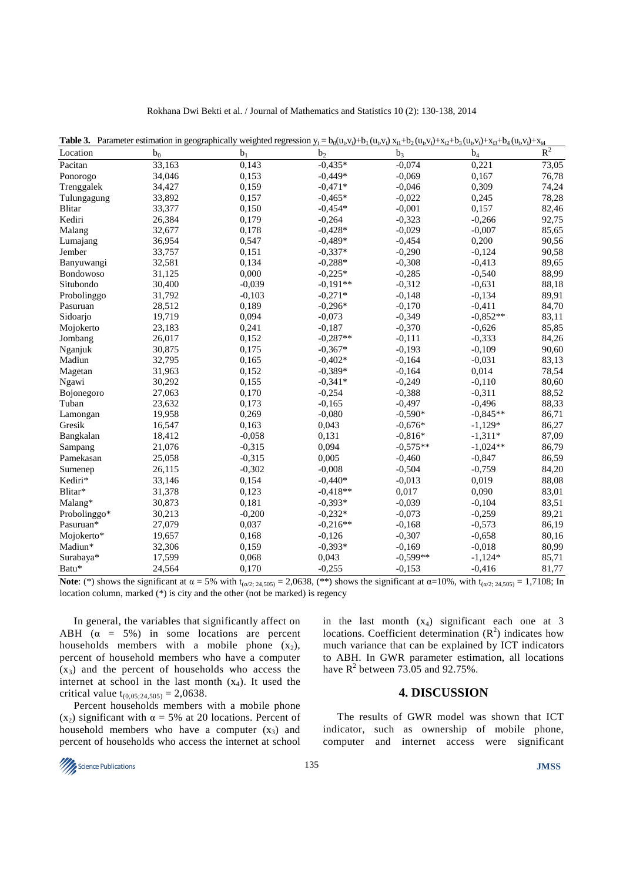**Table 3.** Parameter estimation in geographically weighted regression $y_i = b_0(u_i,v_i)+b_1(u_i,v_i)\, x_{i1}+b_2(u_i,v_i)+x_{i2}+b_3(u_i,v_i)+x_{i3}+b_4(u_i,v_i)+x_{i4}$

| Location | $b_0$ | $b_1$ | $b_2$ | $b_3$ | $b_4$ | $R^2$ |
|---|---|---|---|---|---|---|
| Pacitan | 33,163 | 0,143 | -0,435* | -0,074 | 0,221 | 73,05 |
| Ponorogo | 34,046 | 0,153 | -0,449* | -0,069 | 0,167 | 76,78 |
| Trenggalek | 34,427 | 0,159 | -0,471* | -0,046 | 0,309 | 74,24 |
| Tulungagung | 33,892 | 0,157 | -0,465* | -0,022 | 0,245 | 78,28 |
| Blitar | 33,377 | 0,150 | -0,454* | -0,001 | 0,157 | 82,46 |
| Kediri | 26,384 | 0,179 | -0,264 | -0,323 | -0,266 | 92,75 |
| Malang | 32,677 | 0,178 | -0,428* | -0,029 | -0,007 | 85,65 |
| Lumajang | 36,954 | 0,547 | -0,489* | -0,454 | 0,200 | 90,56 |
| Jember | 33,757 | 0,151 | -0,337* | -0,290 | -0,124 | 90,58 |
| Banyuwangi | 32,581 | 0,134 | -0,288* | -0,308 | -0,413 | 89,65 |
| Bondowoso | 31,125 | 0,000 | -0,225* | -0,285 | -0,540 | 88,99 |
| Situbondo | 30,400 | -0,039 | -0,191** | -0,312 | -0,631 | 88,18 |
| Probolinggo | 31,792 | -0,103 | -0,271* | -0,148 | -0,134 | 89,91 |
| Pasuruan | 28,512 | 0,189 | -0,296* | -0,170 | -0,411 | 84,70 |
| Sidoarjo | 19,719 | 0,094 | -0,073 | -0,349 | -0,852** | 83,11 |
| Mojokerto | 23,183 | 0,241 | -0,187 | -0,370 | -0,626 | 85,85 |
| Jombang | 26,017 | 0,152 | -0,287** | -0,111 | -0,333 | 84,26 |
| Nganjuk | 30,875 | 0,175 | -0,367* | -0,193 | -0,109 | 90,60 |
| Madiun | 32,795 | 0,165 | -0,402* | -0,164 | -0,031 | 83,13 |
| Magetan | 31,963 | 0,152 | -0,389* | -0,164 | 0,014 | 78,54 |
| Ngawi | 30,292 | 0,155 | -0,341* | -0,249 | -0,110 | 80,60 |
| Bojonegoro | 27,063 | 0,170 | -0,254 | -0,388 | -0,311 | 88,52 |
| Tuban | 23,632 | 0,173 | -0,165 | -0,497 | -0,496 | 88,33 |
| Lamongan | 19,958 | 0,269 | -0,080 | -0,590* | -0,845** | 86,71 |
| Gresik | 16,547 | 0,163 | 0,043 | -0,676* | -1,129* | 86,27 |
| Bangkalan | 18,412 | -0,058 | 0,131 | -0,816* | -1,311* | 87,09 |
| Sampang | 21,076 | -0,315 | 0,094 | -0,575** | -1,024** | 86,79 |
| Pamekasan | 25,058 | -0,315 | 0,005 | -0,460 | -0,847 | 86,59 |
| Sumenep | 26,115 | -0,302 | -0,008 | -0,504 | -0,759 | 84,20 |
| Kediri* | 33,146 | 0,154 | -0,440* | -0,013 | 0,019 | 88,08 |
| Blitar* | 31,378 | 0,123 | -0,418** | 0,017 | 0,090 | 83,01 |
| Malang* | 30,873 | 0,181 | -0,393* | -0,039 | -0,104 | 83,51 |
| Probolinggo* | 30,213 | -0,200 | -0,232* | -0,073 | -0,259 | 89,21 |
| Pasuruan* | 27,079 | 0,037 | -0,216** | -0,168 | -0,573 | 86,19 |
| Mojokerto* | 19,657 | 0,168 | -0,126 | -0,307 | -0,658 | 80,16 |
| Madiun* | 32,306 | 0,159 | -0,393* | -0,169 | -0,018 | 80,99 |
| Surabaya* | 17,599 | 0,068 | 0,043 | -0,599** | -1,124* | 85,71 |
| Batu* | 24,564 | 0,170 | -0,255 | -0,153 | -0,416 | 81,77 |

**Note**: (*) shows the significant at $\alpha = 5\%$ with $t_{(\alpha/2;\, 24,505)} = 2{,}0638$, (**) shows the significant at $\alpha=10\%$, with $t_{(\alpha/2;\, 24,505)} = 1{,}7108$; In location column, marked (*) is city and the other (not be marked) is regency

In general, the variables that significantly affect on ABH ($\alpha = 5\%$) in some locations are percent households members with a mobile phone ($x_2$), percent of household members who have a computer ($x_3$) and the percent of households who access the internet at school in the last month ($x_4$). It used the critical value $t_{(0,05;24,505)} = 2{,}0638$.

Percent households members with a mobile phone ($x_2$) significant with $\alpha = 5\%$ at 20 locations. Percent of household members who have a computer ($x_3$) and percent of households who access the internet at school in the last month ($x_4$) significant each one at 3 locations. Coefficient determination ($R^2$) indicates how much variance that can be explained by ICT indicators to ABH. In GWR parameter estimation, all locations have $R^2$ between 73.05 and 92.75%.

## 4. DISCUSSION

The results of GWR model was shown that ICT indicator, such as ownership of mobile phone, computer and internet access were significant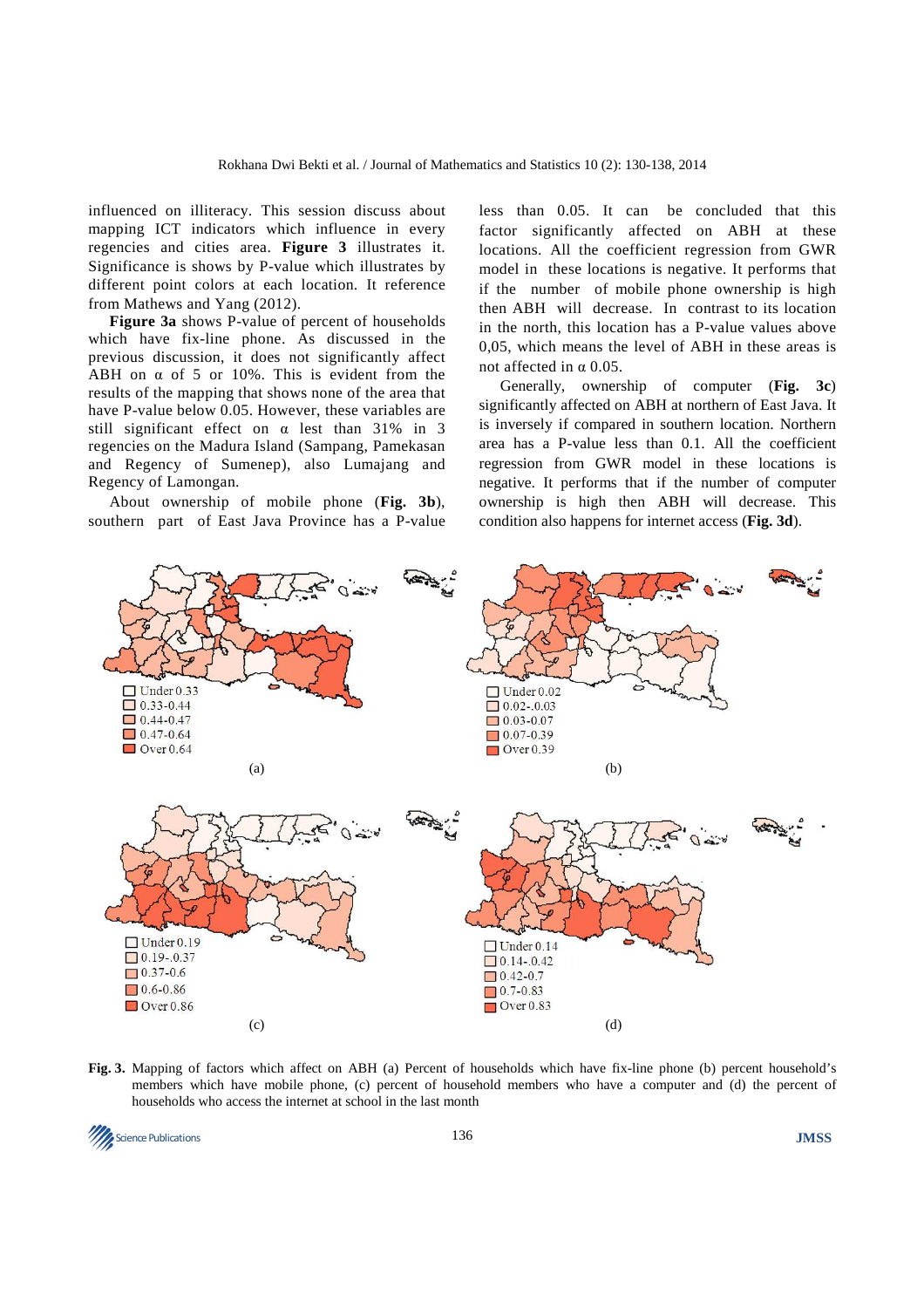influenced on illiteracy. This session discuss about mapping ICT indicators which influence in every regencies and cities area. **Figure 3** illustrates it. Significance is shows by P-value which illustrates by different point colors at each location. It reference from Mathews and Yang (2012).

**Figure 3a** shows P-value of percent of households which have fix-line phone. As discussed in the previous discussion, it does not significantly affect ABH on α of 5 or 10%. This is evident from the results of the mapping that shows none of the area that have P-value below 0.05. However, these variables are still significant effect on α lest than 31% in 3 regencies on the Madura Island (Sampang, Pamekasan and Regency of Sumenep), also Lumajang and Regency of Lamongan.

About ownership of mobile phone (**Fig. 3b**), southern part of East Java Province has a P-value less than 0.05. It can be concluded that this factor significantly affected on ABH at these locations. All the coefficient regression from GWR model in these locations is negative. It performs that if the number of mobile phone ownership is high then ABH will decrease. In contrast to its location in the north, this location has a P-value values above 0,05, which means the level of ABH in these areas is not affected in α 0.05.

Generally, ownership of computer (**Fig. 3c**) significantly affected on ABH at northern of East Java. It is inversely if compared in southern location. Northern area has a P-value less than 0.1. All the coefficient regression from GWR model in these locations is negative. It performs that if the number of computer ownership is high then ABH will decrease. This condition also happens for internet access (**Fig. 3d**).

(a) Legend: Under 0.33; 0.33-0.44; 0.44-0.47; 0.47-0.64; Over 0.64

(b) Legend: Under 0.02; 0.02-.0.03; 0.03-0.07; 0.07-0.39; Over 0.39

(c) Legend: Under 0.19; 0.19-.0.37; 0.37-0.6; 0.6-0.86; Over 0.86

(d) Legend: Under 0.14; 0.14-.0.42; 0.42-0.7; 0.7-0.83; Over 0.83

**Fig. 3.** Mapping of factors which affect on ABH (a) Percent of households which have fix-line phone (b) percent household's members which have mobile phone, (c) percent of household members who have a computer and (d) the percent of households who access the internet at school in the last month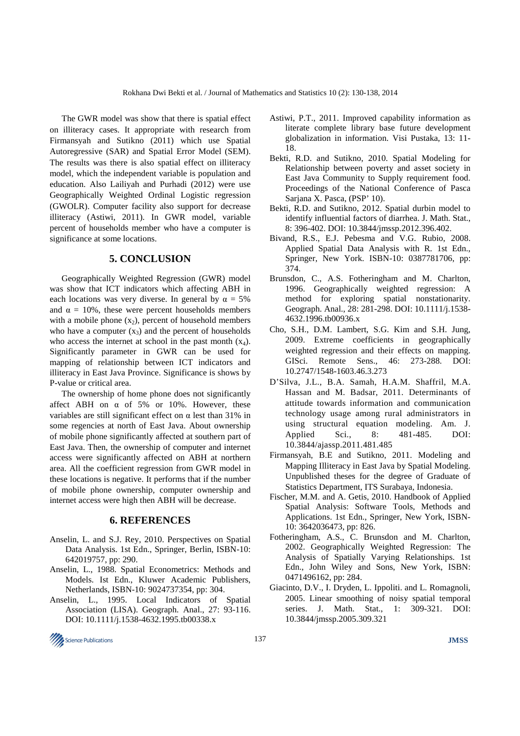The GWR model was show that there is spatial effect on illiteracy cases. It appropriate with research from Firmansyah and Sutikno (2011) which use Spatial Autoregressive (SAR) and Spatial Error Model (SEM). The results was there is also spatial effect on illiteracy model, which the independent variable is population and education. Also Lailiyah and Purhadi (2012) were use Geographically Weighted Ordinal Logistic regression (GWOLR). Computer facility also support for decrease illiteracy (Astiwi, 2011). In GWR model, variable percent of households member who have a computer is significance at some locations.

## 5. CONCLUSION

Geographically Weighted Regression (GWR) model was show that ICT indicators which affecting ABH in each locations was very diverse. In general by $\alpha = 5\%$ and $\alpha = 10\%$, these were percent households members with a mobile phone ($x_2$), percent of household members who have a computer ($x_3$) and the percent of households who access the internet at school in the past month ($x_4$). Significantly parameter in GWR can be used for mapping of relationship between ICT indicators and illiteracy in East Java Province. Significance is shows by P-value or critical area.

The ownership of home phone does not significantly affect ABH on $\alpha$ of 5% or 10%. However, these variables are still significant effect on $\alpha$ lest than 31% in some regencies at north of East Java. About ownership of mobile phone significantly affected at southern part of East Java. Then, the ownership of computer and internet access were significantly affected on ABH at northern area. All the coefficient regression from GWR model in these locations is negative. It performs that if the number of mobile phone ownership, computer ownership and internet access were high then ABH will be decrease.

## 6. REFERENCES

Anselin, L. and S.J. Rey, 2010. Perspectives on Spatial Data Analysis. 1st Edn., Springer, Berlin, ISBN-10: 642019757, pp: 290.

Anselin, L., 1988. Spatial Econometrics: Methods and Models. Ist Edn., Kluwer Academic Publishers, Netherlands, ISBN-10: 9024737354, pp: 304.

Anselin, L., 1995. Local Indicators of Spatial Association (LISA). Geograph. Anal., 27: 93-116. DOI: 10.1111/j.1538-4632.1995.tb00338.x

Astiwi, P.T., 2011. Improved capability information as literate complete library base future development globalization in information. Visi Pustaka, 13: 11-18.

Bekti, R.D. and Sutikno, 2010. Spatial Modeling for Relationship between poverty and asset society in East Java Community to Supply requirement food. Proceedings of the National Conference of Pasca Sarjana X. Pasca, (PSP' 10).

Bekti, R.D. and Sutikno, 2012. Spatial durbin model to identify influential factors of diarrhea. J. Math. Stat., 8: 396-402. DOI: 10.3844/jmssp.2012.396.402.

Bivand, R.S., E.J. Pebesma and V.G. Rubio, 2008. Applied Spatial Data Analysis with R. 1st Edn., Springer, New York. ISBN-10: 0387781706, pp: 374.

Brunsdon, C., A.S. Fotheringham and M. Charlton, 1996. Geographically weighted regression: A method for exploring spatial nonstationarity. Geograph. Anal., 28: 281-298. DOI: 10.1111/j.1538-4632.1996.tb00936.x

Cho, S.H., D.M. Lambert, S.G. Kim and S.H. Jung, 2009. Extreme coefficients in geographically weighted regression and their effects on mapping. GISci. Remote Sens., 46: 273-288. DOI: 10.2747/1548-1603.46.3.273

D'Silva, J.L., B.A. Samah, H.A.M. Shaffril, M.A. Hassan and M. Badsar, 2011. Determinants of attitude towards information and communication technology usage among rural administrators in using structural equation modeling. Am. J. Applied Sci., 8: 481-485. DOI: 10.3844/ajassp.2011.481.485

Firmansyah, B.E and Sutikno, 2011. Modeling and Mapping Illiteracy in East Java by Spatial Modeling. Unpublished theses for the degree of Graduate of Statistics Department, ITS Surabaya, Indonesia.

Fischer, M.M. and A. Getis, 2010. Handbook of Applied Spatial Analysis: Software Tools, Methods and Applications. 1st Edn., Springer, New York, ISBN-10: 3642036473, pp: 826.

Fotheringham, A.S., C. Brunsdon and M. Charlton, 2002. Geographically Weighted Regression: The Analysis of Spatially Varying Relationships. 1st Edn., John Wiley and Sons, New York, ISBN: 0471496162, pp: 284.

Giacinto, D.V., I. Dryden, L. Ippoliti. and L. Romagnoli, 2005. Linear smoothing of noisy spatial temporal series. J. Math. Stat., 1: 309-321. DOI: 10.3844/jmssp.2005.309.321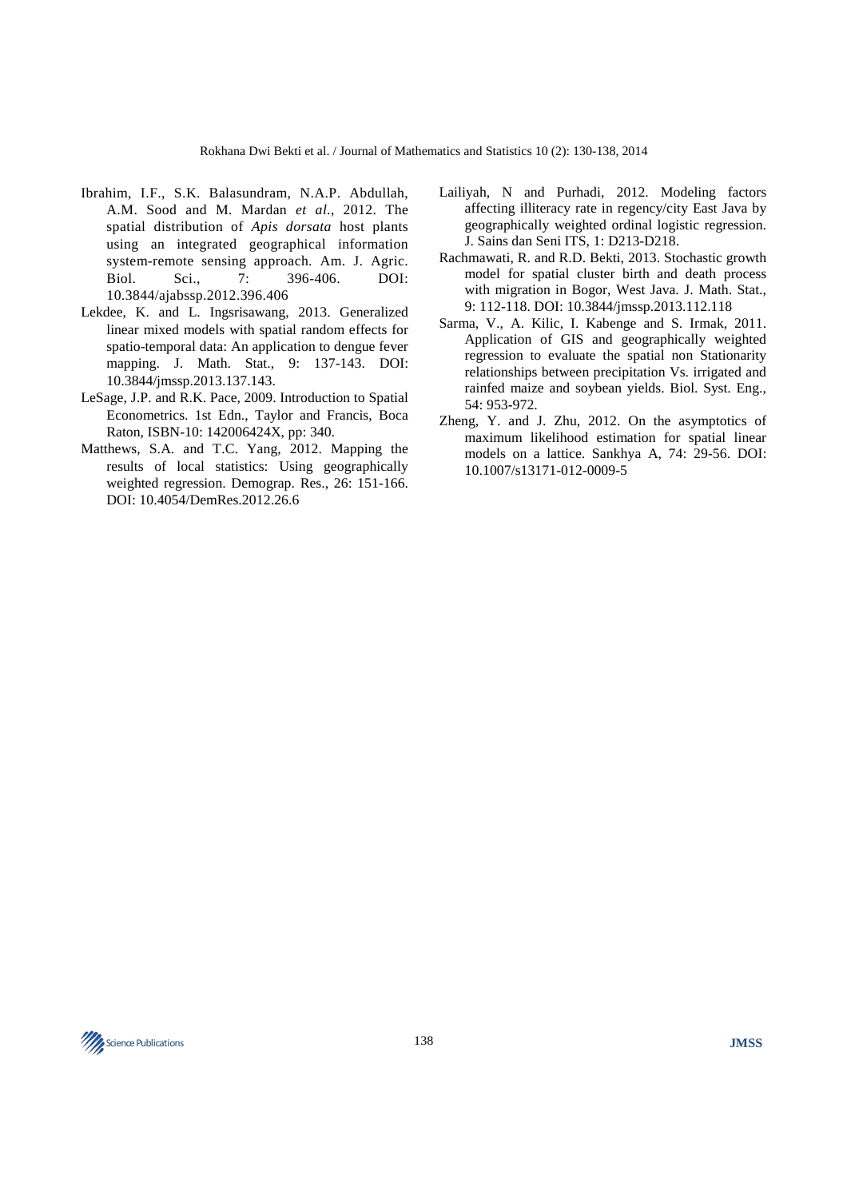Ibrahim, I.F., S.K. Balasundram, N.A.P. Abdullah, A.M. Sood and M. Mardan *et al*., 2012. The spatial distribution of *Apis dorsata* host plants using an integrated geographical information system-remote sensing approach. Am. J. Agric. Biol. Sci., 7: 396-406. DOI: 10.3844/ajabssp.2012.396.406

Lekdee, K. and L. Ingsrisawang, 2013. Generalized linear mixed models with spatial random effects for spatio-temporal data: An application to dengue fever mapping. J. Math. Stat., 9: 137-143. DOI: 10.3844/jmssp.2013.137.143.

LeSage, J.P. and R.K. Pace, 2009. Introduction to Spatial Econometrics. 1st Edn., Taylor and Francis, Boca Raton, ISBN-10: 142006424X, pp: 340.

Matthews, S.A. and T.C. Yang, 2012. Mapping the results of local statistics: Using geographically weighted regression. Demograp. Res., 26: 151-166. DOI: 10.4054/DemRes.2012.26.6

Lailiyah, N and Purhadi, 2012. Modeling factors affecting illiteracy rate in regency/city East Java by geographically weighted ordinal logistic regression. J. Sains dan Seni ITS, 1: D213-D218.

Rachmawati, R. and R.D. Bekti, 2013. Stochastic growth model for spatial cluster birth and death process with migration in Bogor, West Java. J. Math. Stat., 9: 112-118. DOI: 10.3844/jmssp.2013.112.118

Sarma, V., A. Kilic, I. Kabenge and S. Irmak, 2011. Application of GIS and geographically weighted regression to evaluate the spatial non Stationarity relationships between precipitation Vs. irrigated and rainfed maize and soybean yields. Biol. Syst. Eng., 54: 953-972.

Zheng, Y. and J. Zhu, 2012. On the asymptotics of maximum likelihood estimation for spatial linear models on a lattice. Sankhya A, 74: 29-56. DOI: 10.1007/s13171-012-0009-5